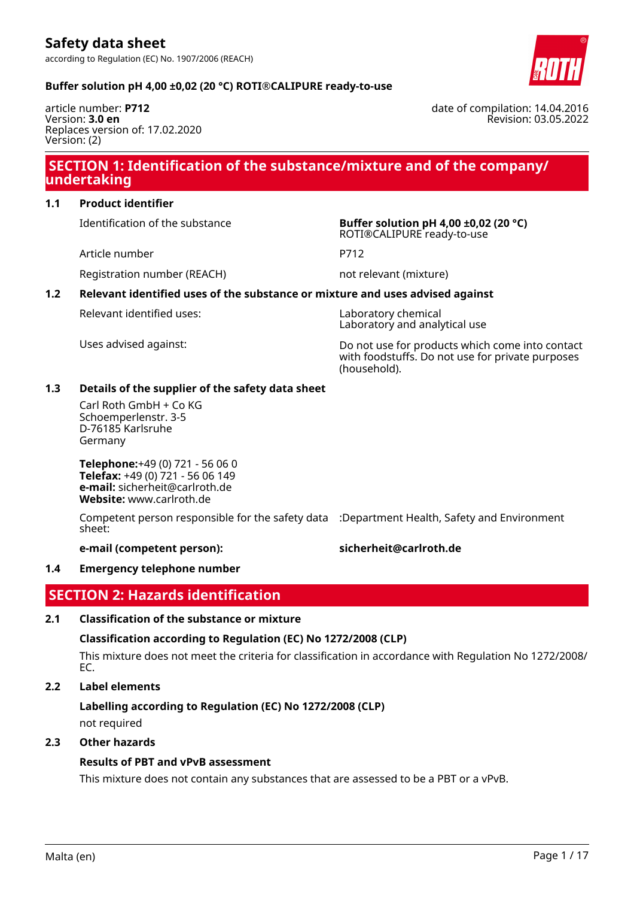# Safety data sheet

according to Regulation (EC) No. 1907/2006 (REACH)

**Buffer solution pH 4,00 ±0,02 (20 °C) ROTI®CALIPURE ready-to-use**

article number: **P712**
Version: **3.0 en**
Replaces version of: 17.02.2020
Version: (2)

date of compilation: 14.04.2016
Revision: 03.05.2022

## SECTION 1: Identification of the substance/mixture and of the company/undertaking

### 1.1 Product identifier

| | |
|---|---|
| Identification of the substance | **Buffer solution pH 4,00 ±0,02 (20 °C)** ROTI®CALIPURE ready-to-use |
| Article number | P712 |
| Registration number (REACH) | not relevant (mixture) |

### 1.2 Relevant identified uses of the substance or mixture and uses advised against

| | |
|---|---|
| Relevant identified uses: | Laboratory chemical<br>Laboratory and analytical use |
| Uses advised against: | Do not use for products which come into contact with foodstuffs. Do not use for private purposes (household). |

### 1.3 Details of the supplier of the safety data sheet

Carl Roth GmbH + Co KG
Schoemperlenstr. 3-5
D-76185 Karlsruhe
Germany

**Telephone:**+49 (0) 721 - 56 06 0
**Telefax:** +49 (0) 721 - 56 06 149
**e-mail:** sicherheit@carlroth.de
**Website:** www.carlroth.de

| | |
|---|---|
| Competent person responsible for the safety data sheet: | :Department Health, Safety and Environment |
| **e-mail (competent person):** | **sicherheit@carlroth.de** |

### 1.4 Emergency telephone number

## SECTION 2: Hazards identification

### 2.1 Classification of the substance or mixture

**Classification according to Regulation (EC) No 1272/2008 (CLP)**

This mixture does not meet the criteria for classification in accordance with Regulation No 1272/2008/EC.

### 2.2 Label elements

**Labelling according to Regulation (EC) No 1272/2008 (CLP)**

not required

### 2.3 Other hazards

**Results of PBT and vPvB assessment**

This mixture does not contain any substances that are assessed to be a PBT or a vPvB.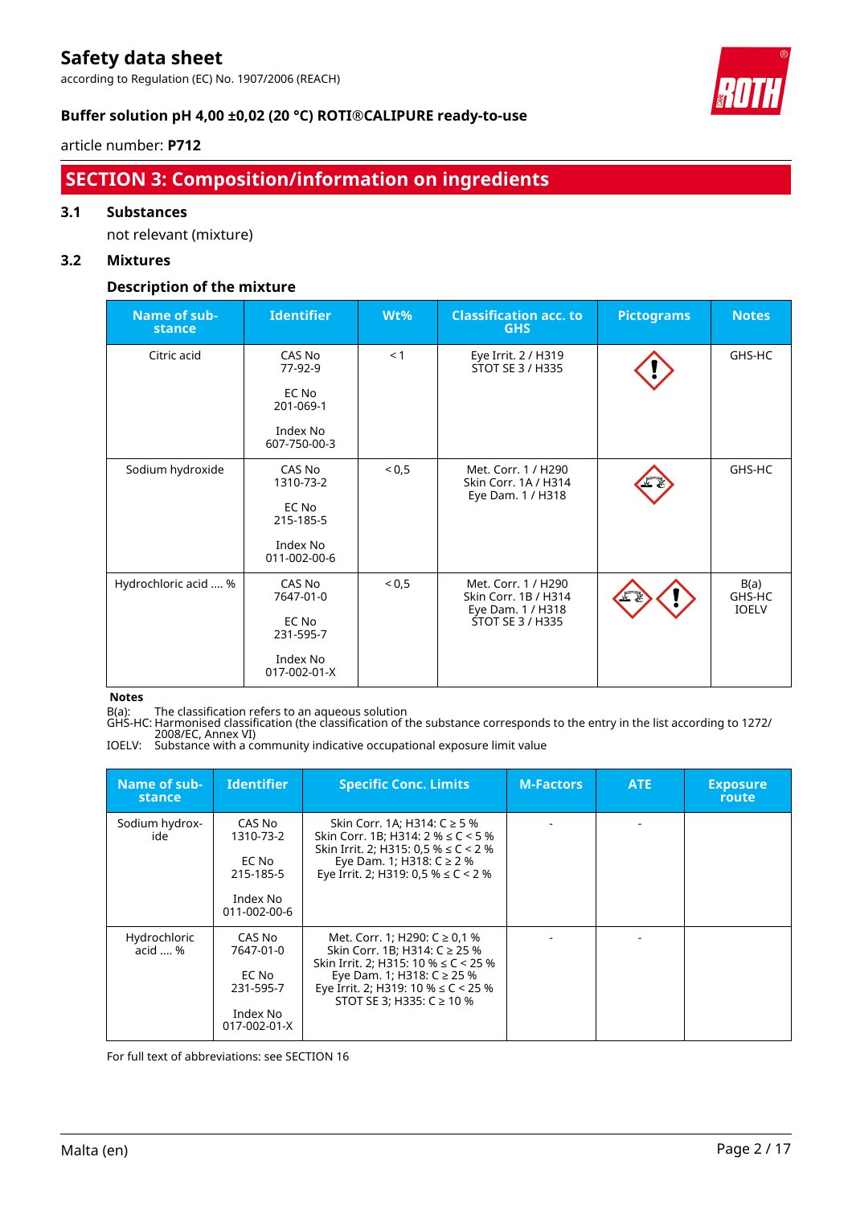## SECTION 3: Composition/information on ingredients

### 3.1 Substances

not relevant (mixture)

### 3.2 Mixtures

#### Description of the mixture

| Name of substance | Identifier | Wt% | Classification acc. to GHS | Pictograms | Notes |
|---|---|---|---|---|---|
| Citric acid | CAS No 77-92-9<br><br>EC No 201-069-1<br><br>Index No 607-750-00-3 | < 1 | Eye Irrit. 2 / H319<br>STOT SE 3 / H335 | | GHS-HC |
| Sodium hydroxide | CAS No 1310-73-2<br><br>EC No 215-185-5<br><br>Index No 011-002-00-6 | < 0,5 | Met. Corr. 1 / H290<br>Skin Corr. 1A / H314<br>Eye Dam. 1 / H318 | | GHS-HC |
| Hydrochloric acid .... % | CAS No 7647-01-0<br><br>EC No 231-595-7<br><br>Index No 017-002-01-X | < 0,5 | Met. Corr. 1 / H290<br>Skin Corr. 1B / H314<br>Eye Dam. 1 / H318<br>STOT SE 3 / H335 | | B(a)<br>GHS-HC<br>IOELV |

**Notes**

B(a): The classification refers to an aqueous solution
GHS-HC: Harmonised classification (the classification of the substance corresponds to the entry in the list according to 1272/2008/EC, Annex VI)
IOELV: Substance with a community indicative occupational exposure limit value

| Name of substance | Identifier | Specific Conc. Limits | M-Factors | ATE | Exposure route |
|---|---|---|---|---|---|
| Sodium hydroxide | CAS No 1310-73-2<br><br>EC No 215-185-5<br><br>Index No 011-002-00-6 | Skin Corr. 1A; H314: C ≥ 5 %<br>Skin Corr. 1B; H314: 2 % ≤ C < 5 %<br>Skin Irrit. 2; H315: 0,5 % ≤ C < 2 %<br>Eye Dam. 1; H318: C ≥ 2 %<br>Eye Irrit. 2; H319: 0,5 % ≤ C < 2 % | - | - | |
| Hydrochloric acid .... % | CAS No 7647-01-0<br><br>EC No 231-595-7<br><br>Index No 017-002-01-X | Met. Corr. 1; H290: C ≥ 0,1 %<br>Skin Corr. 1B; H314: C ≥ 25 %<br>Skin Irrit. 2; H315: 10 % ≤ C < 25 %<br>Eye Dam. 1; H318: C ≥ 25 %<br>Eye Irrit. 2; H319: 10 % ≤ C < 25 %<br>STOT SE 3; H335: C ≥ 10 % | - | - | |

For full text of abbreviations: see SECTION 16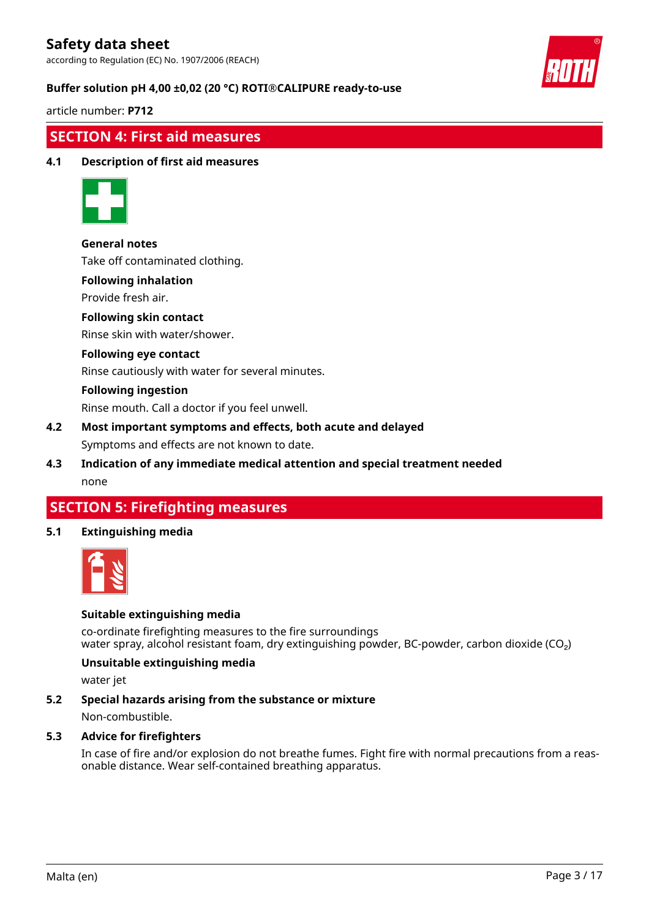## SECTION 4: First aid measures

### 4.1 Description of first aid measures

**General notes**

Take off contaminated clothing.

**Following inhalation**

Provide fresh air.

**Following skin contact**

Rinse skin with water/shower.

**Following eye contact**

Rinse cautiously with water for several minutes.

**Following ingestion**

Rinse mouth. Call a doctor if you feel unwell.

### 4.2 Most important symptoms and effects, both acute and delayed

Symptoms and effects are not known to date.

### 4.3 Indication of any immediate medical attention and special treatment needed

none

## SECTION 5: Firefighting measures

### 5.1 Extinguishing media

**Suitable extinguishing media**

co-ordinate firefighting measures to the fire surroundings
water spray, alcohol resistant foam, dry extinguishing powder, BC-powder, carbon dioxide ($CO_2$)

**Unsuitable extinguishing media**

water jet

### 5.2 Special hazards arising from the substance or mixture

Non-combustible.

### 5.3 Advice for firefighters

In case of fire and/or explosion do not breathe fumes. Fight fire with normal precautions from a reasonable distance. Wear self-contained breathing apparatus.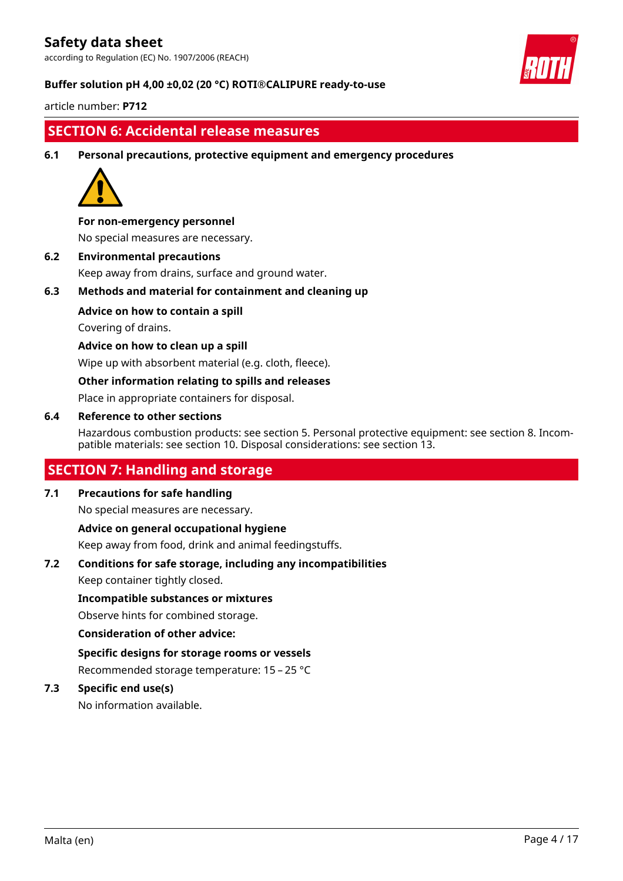## SECTION 6: Accidental release measures

### 6.1 Personal precautions, protective equipment and emergency procedures

**For non-emergency personnel**

No special measures are necessary.

### 6.2 Environmental precautions

Keep away from drains, surface and ground water.

### 6.3 Methods and material for containment and cleaning up

**Advice on how to contain a spill**

Covering of drains.

**Advice on how to clean up a spill**

Wipe up with absorbent material (e.g. cloth, fleece).

**Other information relating to spills and releases**

Place in appropriate containers for disposal.

### 6.4 Reference to other sections

Hazardous combustion products: see section 5. Personal protective equipment: see section 8. Incompatible materials: see section 10. Disposal considerations: see section 13.

## SECTION 7: Handling and storage

### 7.1 Precautions for safe handling

No special measures are necessary.

**Advice on general occupational hygiene**

Keep away from food, drink and animal feedingstuffs.

### 7.2 Conditions for safe storage, including any incompatibilities

Keep container tightly closed.

**Incompatible substances or mixtures**

Observe hints for combined storage.

**Consideration of other advice:**

**Specific designs for storage rooms or vessels**

Recommended storage temperature: 15 – 25 °C

### 7.3 Specific end use(s)

No information available.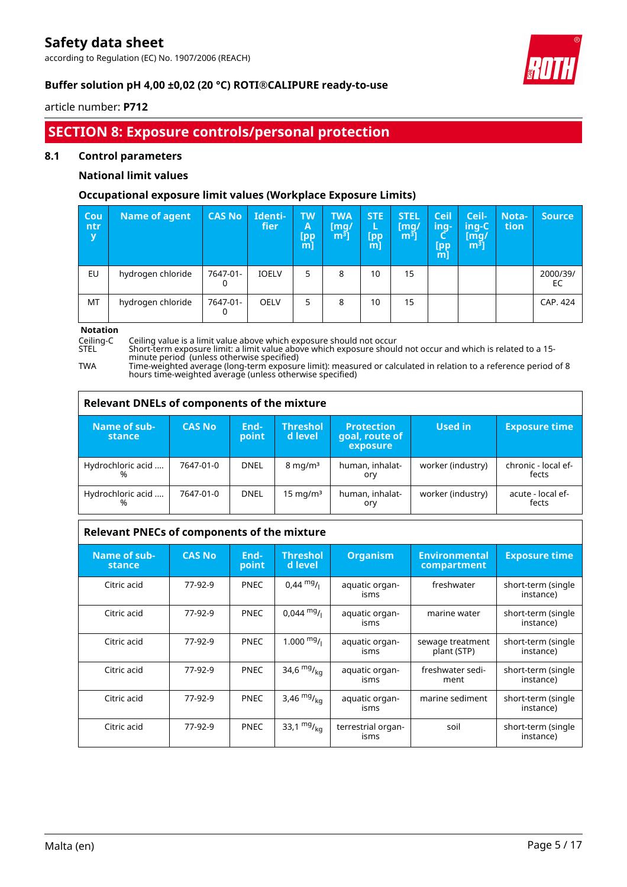## SECTION 8: Exposure controls/personal protection

### 8.1 Control parameters

#### National limit values

#### Occupational exposure limit values (Workplace Exposure Limits)

| Country | Name of agent | CAS No | Identifier | TWA [ppm] | TWA [mg/m³] | STEL [ppm] | STEL [mg/m³] | Ceiling-C [ppm] | Ceiling-C [mg/m³] | Notation | Source |
|---|---|---|---|---|---|---|---|---|---|---|---|
| EU | hydrogen chloride | 7647-01-0 | IOELV | 5 | 8 | 10 | 15 | | | | 2000/39/EC |
| MT | hydrogen chloride | 7647-01-0 | OELV | 5 | 8 | 10 | 15 | | | | CAP. 424 |

**Notation**

Ceiling-C Ceiling value is a limit value above which exposure should not occur

STEL Short-term exposure limit: a limit value above which exposure should not occur and which is related to a 15-minute period (unless otherwise specified)

TWA Time-weighted average (long-term exposure limit): measured or calculated in relation to a reference period of 8 hours time-weighted average (unless otherwise specified)

**Relevant DNELs of components of the mixture**

| Name of substance | CAS No | Endpoint | Threshold level | Protection goal, route of exposure | Used in | Exposure time |
|---|---|---|---|---|---|---|
| Hydrochloric acid .... % | 7647-01-0 | DNEL | 8 mg/m³ | human, inhalatory | worker (industry) | chronic - local effects |
| Hydrochloric acid .... % | 7647-01-0 | DNEL | 15 mg/m³ | human, inhalatory | worker (industry) | acute - local effects |

**Relevant PNECs of components of the mixture**

| Name of substance | CAS No | Endpoint | Threshold level | Organism | Environmental compartment | Exposure time |
|---|---|---|---|---|---|---|
| Citric acid | 77-92-9 | PNEC | 0,44 $^{mg}/_{l}$ | aquatic organisms | freshwater | short-term (single instance) |
| Citric acid | 77-92-9 | PNEC | 0,044 $^{mg}/_{l}$ | aquatic organisms | marine water | short-term (single instance) |
| Citric acid | 77-92-9 | PNEC | 1.000 $^{mg}/_{l}$ | aquatic organisms | sewage treatment plant (STP) | short-term (single instance) |
| Citric acid | 77-92-9 | PNEC | 34,6 $^{mg}/_{kg}$ | aquatic organisms | freshwater sediment | short-term (single instance) |
| Citric acid | 77-92-9 | PNEC | 3,46 $^{mg}/_{kg}$ | aquatic organisms | marine sediment | short-term (single instance) |
| Citric acid | 77-92-9 | PNEC | 33,1 $^{mg}/_{kg}$ | terrestrial organisms | soil | short-term (single instance) |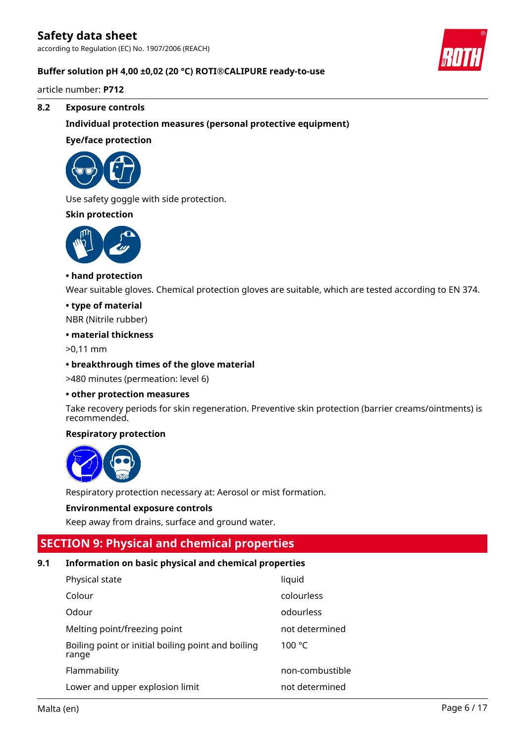### 8.2 Exposure controls

**Individual protection measures (personal protective equipment)**

**Eye/face protection**

Use safety goggle with side protection.

**Skin protection**

**• hand protection**

Wear suitable gloves. Chemical protection gloves are suitable, which are tested according to EN 374.

**• type of material**

NBR (Nitrile rubber)

**• material thickness**

>0,11 mm

**• breakthrough times of the glove material**

>480 minutes (permeation: level 6)

**• other protection measures**

Take recovery periods for skin regeneration. Preventive skin protection (barrier creams/ointments) is recommended.

**Respiratory protection**

Respiratory protection necessary at: Aerosol or mist formation.

**Environmental exposure controls**

Keep away from drains, surface and ground water.

## SECTION 9: Physical and chemical properties

### 9.1 Information on basic physical and chemical properties

| Property | Value |
|---|---|
| Physical state | liquid |
| Colour | colourless |
| Odour | odourless |
| Melting point/freezing point | not determined |
| Boiling point or initial boiling point and boiling range | 100 °C |
| Flammability | non-combustible |
| Lower and upper explosion limit | not determined |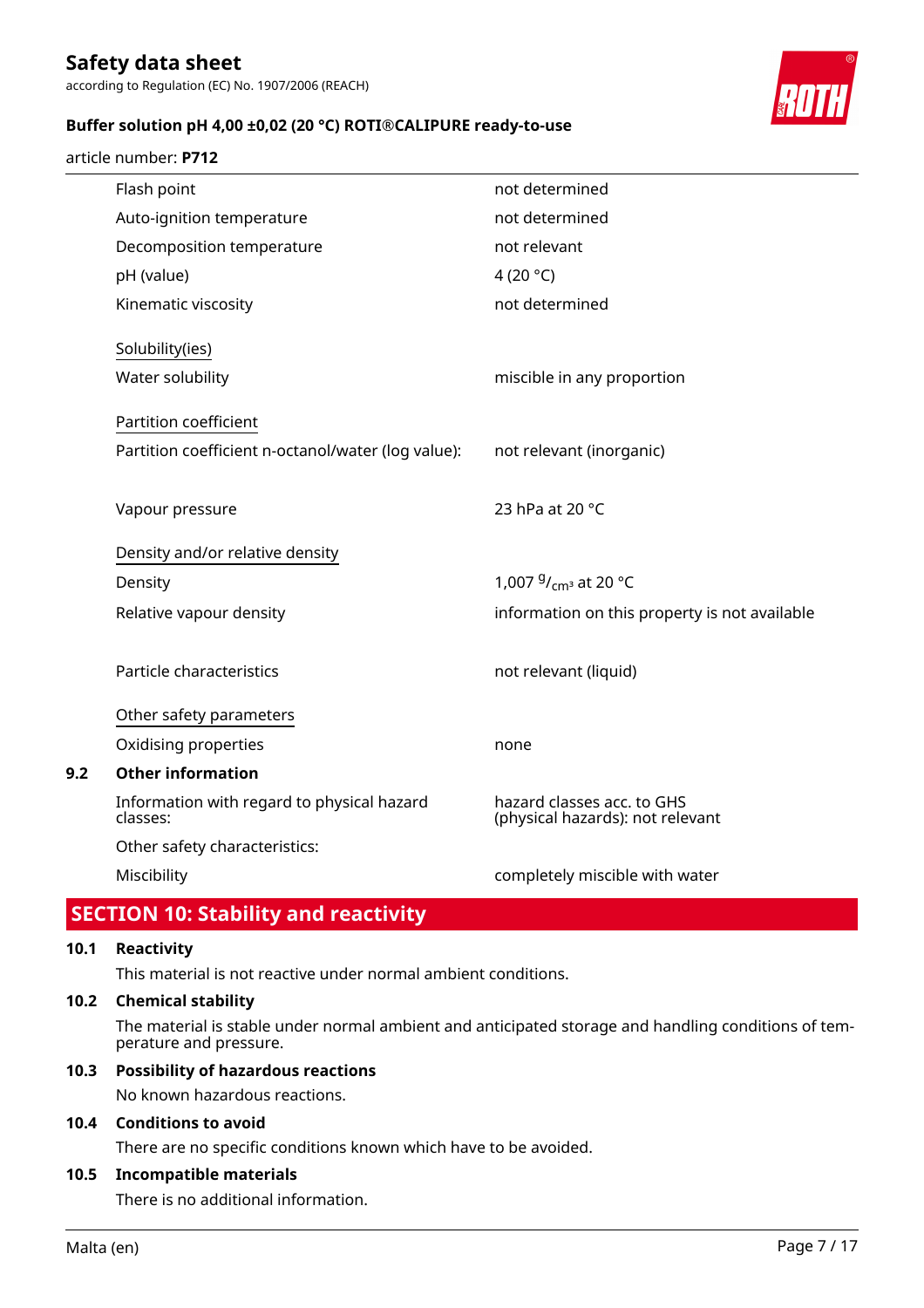| | |
|---|---|
| Flash point | not determined |
| Auto-ignition temperature | not determined |
| Decomposition temperature | not relevant |
| pH (value) | 4 (20 °C) |
| Kinematic viscosity | not determined |

Solubility(ies)

| | |
|---|---|
| Water solubility | miscible in any proportion |

Partition coefficient

| | |
|---|---|
| Partition coefficient n-octanol/water (log value): | not relevant (inorganic) |
| Vapour pressure | 23 hPa at 20 °C |

Density and/or relative density

| | |
|---|---|
| Density | 1,007 $^{g}/_{cm^3}$ at 20 °C |
| Relative vapour density | information on this property is not available |
| Particle characteristics | not relevant (liquid) |

Other safety parameters

| | |
|---|---|
| Oxidising properties | none |

**9.2 Other information**

| | |
|---|---|
| Information with regard to physical hazard classes: | hazard classes acc. to GHS (physical hazards): not relevant |
| Other safety characteristics: | |
| Miscibility | completely miscible with water |

## SECTION 10: Stability and reactivity

**10.1 Reactivity**

This material is not reactive under normal ambient conditions.

**10.2 Chemical stability**

The material is stable under normal ambient and anticipated storage and handling conditions of temperature and pressure.

**10.3 Possibility of hazardous reactions**

No known hazardous reactions.

**10.4 Conditions to avoid**

There are no specific conditions known which have to be avoided.

**10.5 Incompatible materials**

There is no additional information.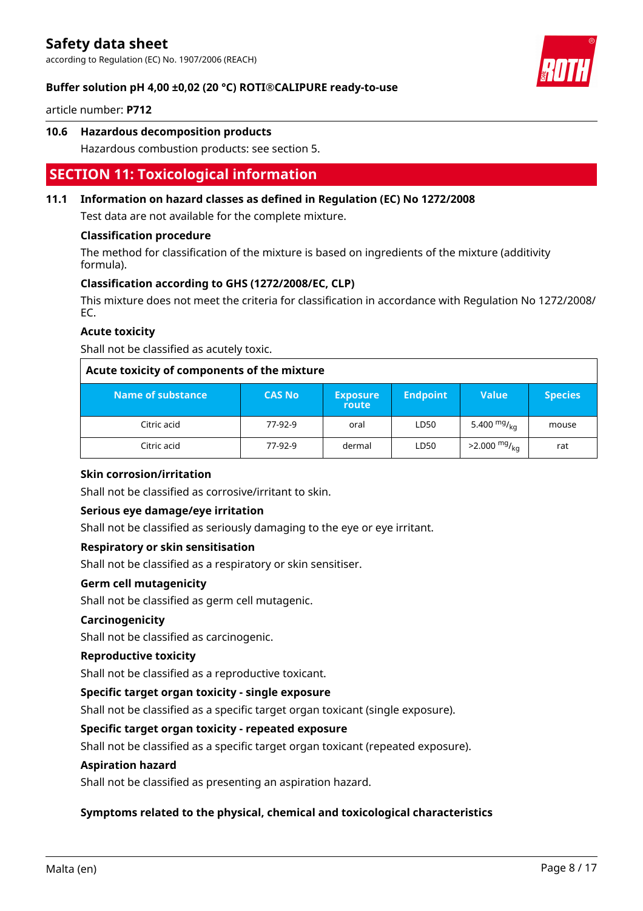### 10.6 Hazardous decomposition products

Hazardous combustion products: see section 5.

## SECTION 11: Toxicological information

### 11.1 Information on hazard classes as defined in Regulation (EC) No 1272/2008

Test data are not available for the complete mixture.

**Classification procedure**

The method for classification of the mixture is based on ingredients of the mixture (additivity formula).

**Classification according to GHS (1272/2008/EC, CLP)**

This mixture does not meet the criteria for classification in accordance with Regulation No 1272/2008/EC.

**Acute toxicity**

Shall not be classified as acutely toxic.

**Acute toxicity of components of the mixture**

| Name of substance | CAS No | Exposure route | Endpoint | Value | Species |
|---|---|---|---|---|---|
| Citric acid | 77-92-9 | oral | LD50 | 5.400 mg/kg | mouse |
| Citric acid | 77-92-9 | dermal | LD50 | >2.000 mg/kg | rat |

**Skin corrosion/irritation**

Shall not be classified as corrosive/irritant to skin.

**Serious eye damage/eye irritation**

Shall not be classified as seriously damaging to the eye or eye irritant.

**Respiratory or skin sensitisation**

Shall not be classified as a respiratory or skin sensitiser.

**Germ cell mutagenicity**

Shall not be classified as germ cell mutagenic.

**Carcinogenicity**

Shall not be classified as carcinogenic.

**Reproductive toxicity**

Shall not be classified as a reproductive toxicant.

**Specific target organ toxicity - single exposure**

Shall not be classified as a specific target organ toxicant (single exposure).

**Specific target organ toxicity - repeated exposure**

Shall not be classified as a specific target organ toxicant (repeated exposure).

**Aspiration hazard**

Shall not be classified as presenting an aspiration hazard.

**Symptoms related to the physical, chemical and toxicological characteristics**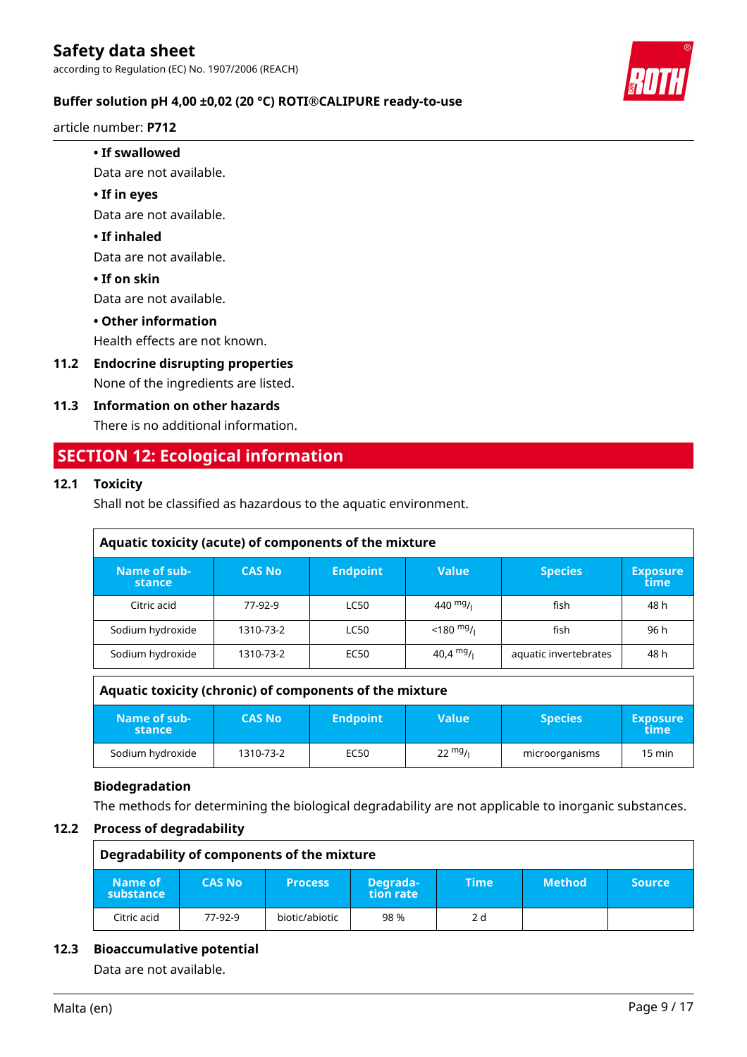- **If swallowed**

  Data are not available.

- **If in eyes**

  Data are not available.

- **If inhaled**

  Data are not available.

- **If on skin**

  Data are not available.

- **Other information**

  Health effects are not known.

### 11.2 Endocrine disrupting properties

None of the ingredients are listed.

### 11.3 Information on other hazards

There is no additional information.

## SECTION 12: Ecological information

### 12.1 Toxicity

Shall not be classified as hazardous to the aquatic environment.

**Aquatic toxicity (acute) of components of the mixture**

| Name of substance | CAS No | Endpoint | Value | Species | Exposure time |
|---|---|---|---|---|---|
| Citric acid | 77-92-9 | LC50 | 440 $^{mg}/_{l}$ | fish | 48 h |
| Sodium hydroxide | 1310-73-2 | LC50 | <180 $^{mg}/_{l}$ | fish | 96 h |
| Sodium hydroxide | 1310-73-2 | EC50 | 40,4 $^{mg}/_{l}$ | aquatic invertebrates | 48 h |

**Aquatic toxicity (chronic) of components of the mixture**

| Name of substance | CAS No | Endpoint | Value | Species | Exposure time |
|---|---|---|---|---|---|
| Sodium hydroxide | 1310-73-2 | EC50 | 22 $^{mg}/_{l}$ | microorganisms | 15 min |

**Biodegradation**

The methods for determining the biological degradability are not applicable to inorganic substances.

### 12.2 Process of degradability

**Degradability of components of the mixture**

| Name of substance | CAS No | Process | Degradation rate | Time | Method | Source |
|---|---|---|---|---|---|---|
| Citric acid | 77-92-9 | biotic/abiotic | 98 % | 2 d | | |

### 12.3 Bioaccumulative potential

Data are not available.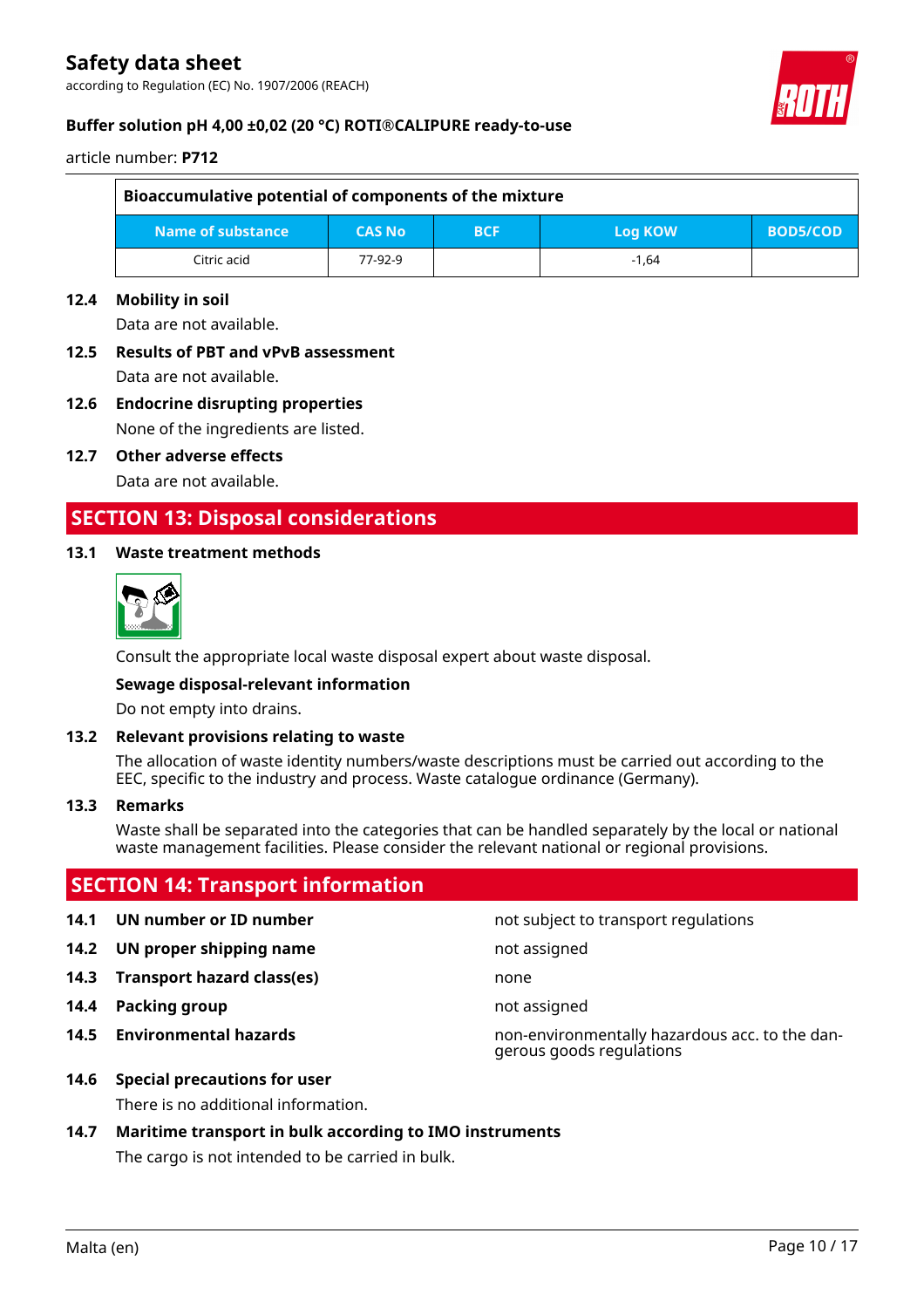| Bioaccumulative potential of components of the mixture | | | | |
|---|---|---|---|---|
| Name of substance | CAS No | BCF | Log KOW | BOD5/COD |
| Citric acid | 77-92-9 | | -1,64 | |

**12.4 Mobility in soil**

Data are not available.

**12.5 Results of PBT and vPvB assessment**

Data are not available.

**12.6 Endocrine disrupting properties**

None of the ingredients are listed.

**12.7 Other adverse effects**

Data are not available.

## SECTION 13: Disposal considerations

**13.1 Waste treatment methods**

Consult the appropriate local waste disposal expert about waste disposal.

**Sewage disposal-relevant information**

Do not empty into drains.

**13.2 Relevant provisions relating to waste**

The allocation of waste identity numbers/waste descriptions must be carried out according to the EEC, specific to the industry and process. Waste catalogue ordinance (Germany).

**13.3 Remarks**

Waste shall be separated into the categories that can be handled separately by the local or national waste management facilities. Please consider the relevant national or regional provisions.

## SECTION 14: Transport information

**14.1 UN number or ID number** not subject to transport regulations

**14.2 UN proper shipping name** not assigned

**14.3 Transport hazard class(es)** none

**14.4 Packing group** not assigned

**14.5 Environmental hazards** non-environmentally hazardous acc. to the dangerous goods regulations

**14.6 Special precautions for user**

There is no additional information.

**14.7 Maritime transport in bulk according to IMO instruments**

The cargo is not intended to be carried in bulk.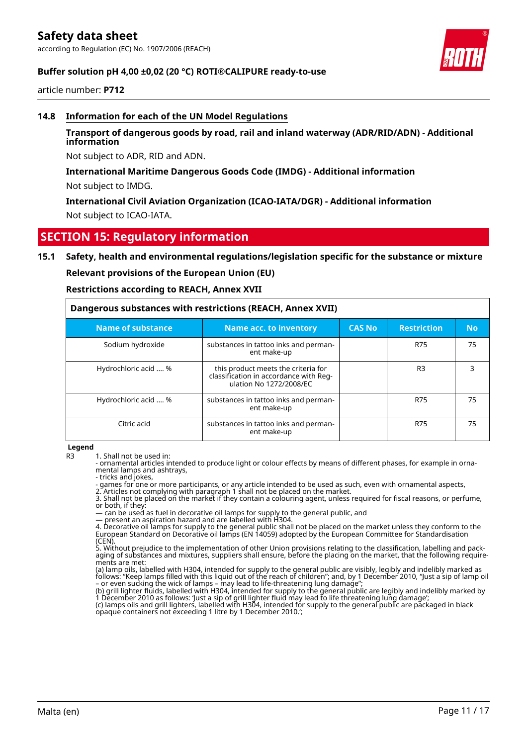### 14.8 Information for each of the UN Model Regulations

**Transport of dangerous goods by road, rail and inland waterway (ADR/RID/ADN) - Additional information**

Not subject to ADR, RID and ADN.

**International Maritime Dangerous Goods Code (IMDG) - Additional information**

Not subject to IMDG.

**International Civil Aviation Organization (ICAO-IATA/DGR) - Additional information**

Not subject to ICAO-IATA.

## SECTION 15: Regulatory information

### 15.1 Safety, health and environmental regulations/legislation specific for the substance or mixture

**Relevant provisions of the European Union (EU)**

**Restrictions according to REACH, Annex XVII**

| Dangerous substances with restrictions (REACH, Annex XVII) | | | | |
|---|---|---|---|---|
| **Name of substance** | **Name acc. to inventory** | **CAS No** | **Restriction** | **No** |
| Sodium hydroxide | substances in tattoo inks and permanent make-up | | R75 | 75 |
| Hydrochloric acid .... % | this product meets the criteria for classification in accordance with Regulation No 1272/2008/EC | | R3 | 3 |
| Hydrochloric acid .... % | substances in tattoo inks and permanent make-up | | R75 | 75 |
| Citric acid | substances in tattoo inks and permanent make-up | | R75 | 75 |

**Legend**

R3 1. Shall not be used in:
- ornamental articles intended to produce light or colour effects by means of different phases, for example in ornamental lamps and ashtrays,
- tricks and jokes,
- games for one or more participants, or any article intended to be used as such, even with ornamental aspects,
2. Articles not complying with paragraph 1 shall not be placed on the market.
3. Shall not be placed on the market if they contain a colouring agent, unless required for fiscal reasons, or perfume, or both, if they:
— can be used as fuel in decorative oil lamps for supply to the general public, and
— present an aspiration hazard and are labelled with H304.
4. Decorative oil lamps for supply to the general public shall not be placed on the market unless they conform to the European Standard on Decorative oil lamps (EN 14059) adopted by the European Committee for Standardisation (CEN).
5. Without prejudice to the implementation of other Union provisions relating to the classification, labelling and packaging of substances and mixtures, suppliers shall ensure, before the placing on the market, that the following requirements are met:
(a) lamp oils, labelled with H304, intended for supply to the general public are visibly, legibly and indelibly marked as follows: "Keep lamps filled with this liquid out of the reach of children"; and, by 1 December 2010, "Just a sip of lamp oil – or even sucking the wick of lamps – may lead to life-threatening lung damage";
(b) grill lighter fluids, labelled with H304, intended for supply to the general public are legibly and indelibly marked by 1 December 2010 as follows: 'Just a sip of grill lighter fluid may lead to life threatening lung damage';
(c) lamps oils and grill lighters, labelled with H304, intended for supply to the general public are packaged in black opaque containers not exceeding 1 litre by 1 December 2010.';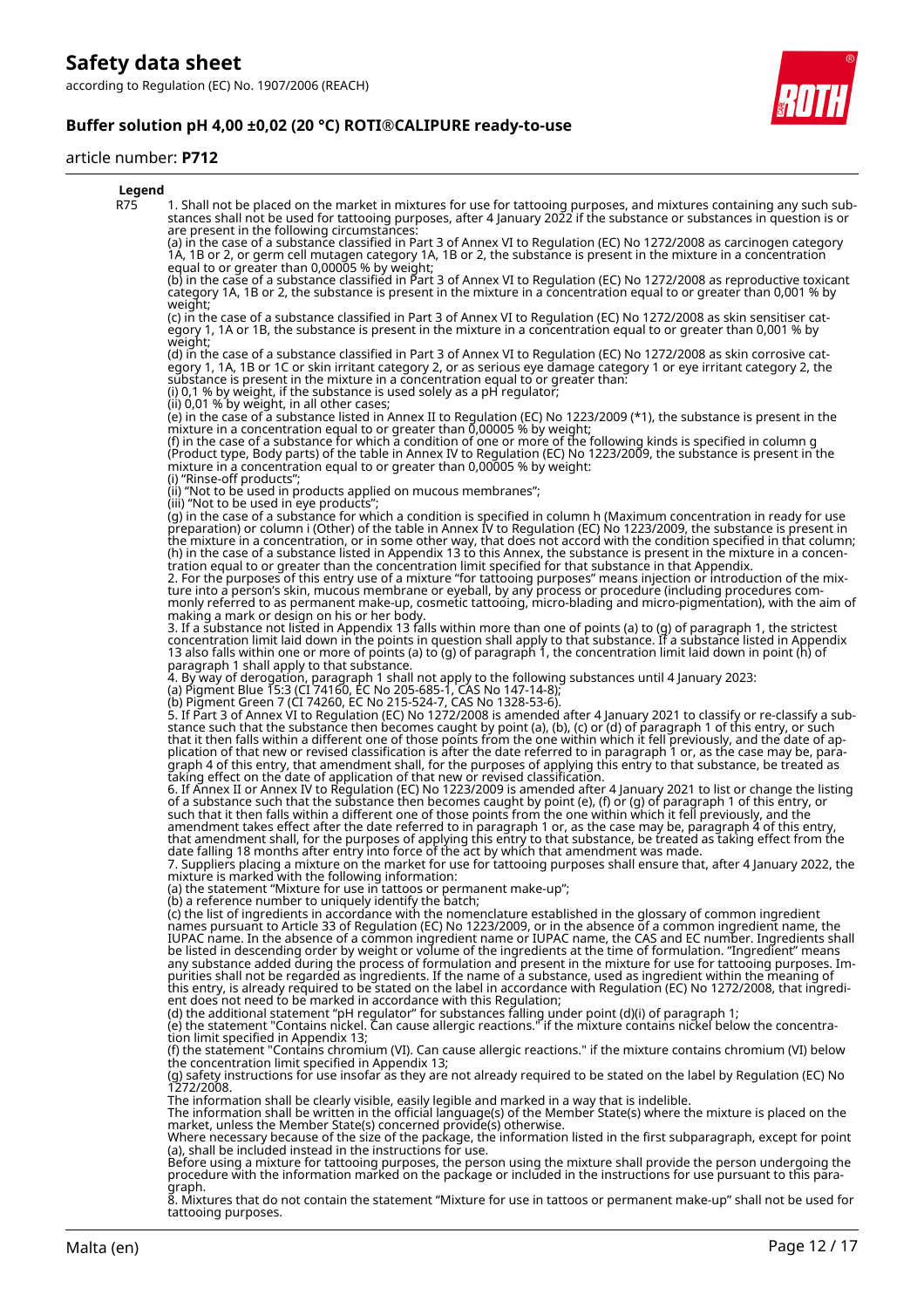**Legend**

R75 1. Shall not be placed on the market in mixtures for use for tattooing purposes, and mixtures containing any such substances shall not be used for tattooing purposes, after 4 January 2022 if the substance or substances in question is or are present in the following circumstances:
(a) in the case of a substance classified in Part 3 of Annex VI to Regulation (EC) No 1272/2008 as carcinogen category 1A, 1B or 2, or germ cell mutagen category 1A, 1B or 2, the substance is present in the mixture in a concentration equal to or greater than 0,00005 % by weight;
(b) in the case of a substance classified in Part 3 of Annex VI to Regulation (EC) No 1272/2008 as reproductive toxicant category 1A, 1B or 2, the substance is present in the mixture in a concentration equal to or greater than 0,001 % by weight;
(c) in the case of a substance classified in Part 3 of Annex VI to Regulation (EC) No 1272/2008 as skin sensitiser category 1, 1A or 1B, the substance is present in the mixture in a concentration equal to or greater than 0,001 % by weight;
(d) in the case of a substance classified in Part 3 of Annex VI to Regulation (EC) No 1272/2008 as skin corrosive category 1, 1A, 1B or 1C or skin irritant category 2, or as serious eye damage category 1 or eye irritant category 2, the substance is present in the mixture in a concentration equal to or greater than:
(i) 0,1 % by weight, if the substance is used solely as a pH regulator;
(ii) 0,01 % by weight, in all other cases;
(e) in the case of a substance listed in Annex II to Regulation (EC) No 1223/2009 (*1), the substance is present in the mixture in a concentration equal to or greater than 0,00005 % by weight;
(f) in the case of a substance for which a condition of one or more of the following kinds is specified in column g (Product type, Body parts) of the table in Annex IV to Regulation (EC) No 1223/2009, the substance is present in the mixture in a concentration equal to or greater than 0,00005 % by weight:
(i) "Rinse-off products";
(ii) "Not to be used in products applied on mucous membranes";
(iii) "Not to be used in eye products";
(g) in the case of a substance for which a condition is specified in column h (Maximum concentration in ready for use preparation) or column i (Other) of the table in Annex IV to Regulation (EC) No 1223/2009, the substance is present in the mixture in a concentration, or in some other way, that does not accord with the condition specified in that column;
(h) in the case of a substance listed in Appendix 13 to this Annex, the substance is present in the mixture in a concentration equal to or greater than the concentration limit specified for that substance in that Appendix.
2. For the purposes of this entry use of a mixture "for tattooing purposes" means injection or introduction of the mixture into a person's skin, mucous membrane or eyeball, by any process or procedure (including procedures commonly referred to as permanent make-up, cosmetic tattooing, micro-blading and micro-pigmentation), with the aim of making a mark or design on his or her body.
3. If a substance not listed in Appendix 13 falls within more than one of points (a) to (g) of paragraph 1, the strictest concentration limit laid down in the points in question shall apply to that substance. If a substance listed in Appendix 13 also falls within one or more of points (a) to (g) of paragraph 1, the concentration limit laid down in point (h) of paragraph 1 shall apply to that substance.
4. By way of derogation, paragraph 1 shall not apply to the following substances until 4 January 2023:
(a) Pigment Blue 15:3 (CI 74160, EC No 205-685-1, CAS No 147-14-8);
(b) Pigment Green 7 (CI 74260, EC No 215-524-7, CAS No 1328-53-6).
5. If Part 3 of Annex VI to Regulation (EC) No 1272/2008 is amended after 4 January 2021 to classify or re-classify a substance such that the substance then becomes caught by point (a), (b), (c) or (d) of paragraph 1 of this entry, or such that it then falls within a different one of those points from the one within which it fell previously, and the date of application of that new or revised classification is after the date referred to in paragraph 1 or, as the case may be, paragraph 4 of this entry, that amendment shall, for the purposes of applying this entry to that substance, be treated as taking effect on the date of application of that new or revised classification.
6. If Annex II or Annex IV to Regulation (EC) No 1223/2009 is amended after 4 January 2021 to list or change the listing of a substance such that the substance then becomes caught by point (e), (f) or (g) of paragraph 1 of this entry, or such that it then falls within a different one of those points from the one within which it fell previously, and the amendment takes effect after the date referred to in paragraph 1 or, as the case may be, paragraph 4 of this entry, that amendment shall, for the purposes of applying this entry to that substance, be treated as taking effect from the date falling 18 months after entry into force of the act by which that amendment was made.
7. Suppliers placing a mixture on the market for use for tattooing purposes shall ensure that, after 4 January 2022, the mixture is marked with the following information:
(a) the statement "Mixture for use in tattoos or permanent make-up";
(b) a reference number to uniquely identify the batch;
(c) the list of ingredients in accordance with the nomenclature established in the glossary of common ingredient names pursuant to Article 33 of Regulation (EC) No 1223/2009, or in the absence of a common ingredient name, the IUPAC name. In the absence of a common ingredient name or IUPAC name, the CAS and EC number. Ingredients shall be listed in descending order by weight or volume of the ingredients at the time of formulation. "Ingredient" means any substance added during the process of formulation and present in the mixture for use for tattooing purposes. Impurities shall not be regarded as ingredients. If the name of a substance, used as ingredient within the meaning of this entry, is already required to be stated on the label in accordance with Regulation (EC) No 1272/2008, that ingredient does not need to be marked in accordance with this Regulation;
(d) the additional statement "pH regulator" for substances falling under point (d)(i) of paragraph 1;
(e) the statement "Contains nickel. Can cause allergic reactions." if the mixture contains nickel below the concentration limit specified in Appendix 13;
(f) the statement "Contains chromium (VI). Can cause allergic reactions." if the mixture contains chromium (VI) below the concentration limit specified in Appendix 13;
(g) safety instructions for use insofar as they are not already required to be stated on the label by Regulation (EC) No 1272/2008.
The information shall be clearly visible, easily legible and marked in a way that is indelible.
The information shall be written in the official language(s) of the Member State(s) where the mixture is placed on the market, unless the Member State(s) concerned provide(s) otherwise.
Where necessary because of the size of the package, the information listed in the first subparagraph, except for point (a), shall be included instead in the instructions for use.
Before using a mixture for tattooing purposes, the person using the mixture shall provide the person undergoing the procedure with the information marked on the package or included in the instructions for use pursuant to this paragraph.
8. Mixtures that do not contain the statement "Mixture for use in tattoos or permanent make-up" shall not be used for tattooing purposes.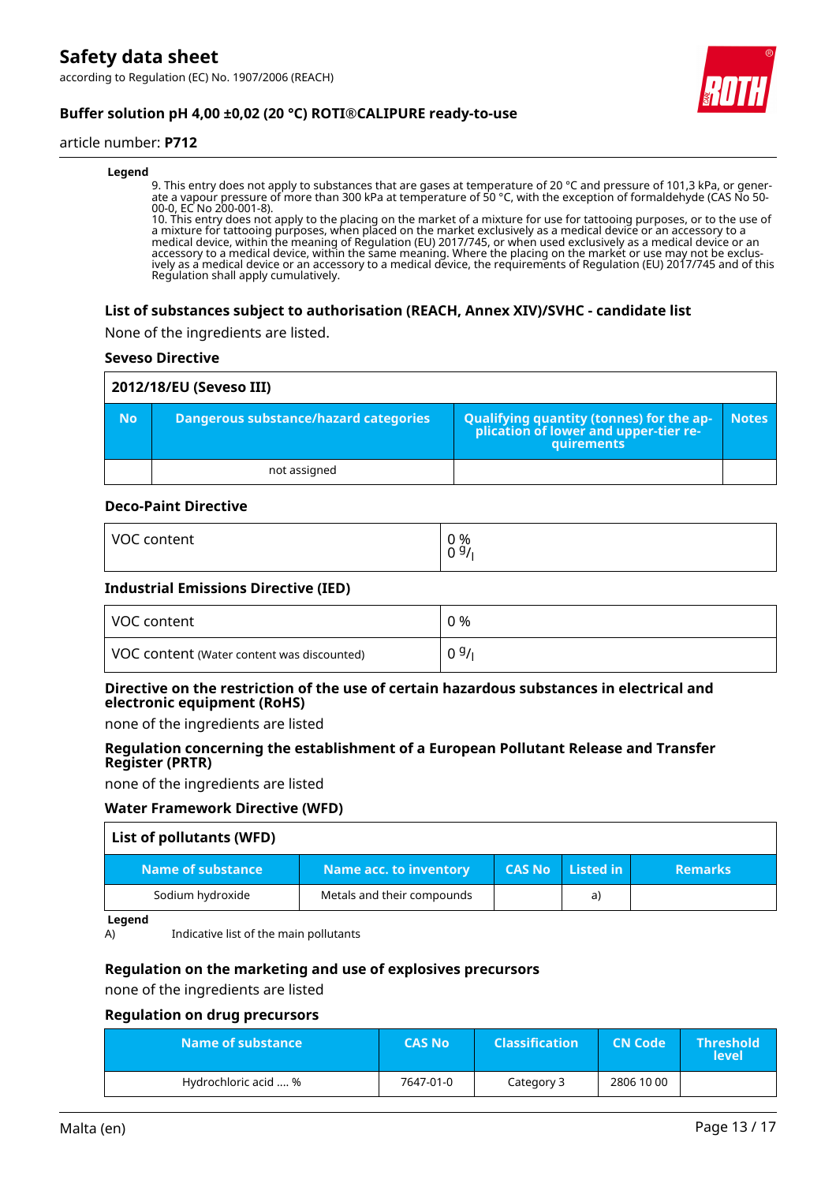**Legend**

9. This entry does not apply to substances that are gases at temperature of 20 °C and pressure of 101,3 kPa, or generate a vapour pressure of more than 300 kPa at temperature of 50 °C, with the exception of formaldehyde (CAS No 50-00-0, EC No 200-001-8).
10. This entry does not apply to the placing on the market of a mixture for use for tattooing purposes, or to the use of a mixture for tattooing purposes, when placed on the market exclusively as a medical device or an accessory to a medical device, within the meaning of Regulation (EU) 2017/745, or when used exclusively as a medical device or an accessory to a medical device, within the same meaning. Where the placing on the market or use may not be exclusively as a medical device or an accessory to a medical device, the requirements of Regulation (EU) 2017/745 and of this Regulation shall apply cumulatively.

### List of substances subject to authorisation (REACH, Annex XIV)/SVHC - candidate list

None of the ingredients are listed.

#### Seveso Directive

| 2012/18/EU (Seveso III) | | | |
|---|---|---|---|
| **No** | **Dangerous substance/hazard categories** | **Qualifying quantity (tonnes) for the application of lower and upper-tier requirements** | **Notes** |
| | not assigned | | |

#### Deco-Paint Directive

| VOC content | 0 %<br>0 g/l |
|---|---|

#### Industrial Emissions Directive (IED)

| VOC content | 0 % |
|---|---|
| VOC content (Water content was discounted) | 0 g/l |

#### Directive on the restriction of the use of certain hazardous substances in electrical and electronic equipment (RoHS)

none of the ingredients are listed

#### Regulation concerning the establishment of a European Pollutant Release and Transfer Register (PRTR)

none of the ingredients are listed

#### Water Framework Directive (WFD)

| List of pollutants (WFD) | | | | |
|---|---|---|---|---|
| **Name of substance** | **Name acc. to inventory** | **CAS No** | **Listed in** | **Remarks** |
| Sodium hydroxide | Metals and their compounds | | a) | |

**Legend**

A) Indicative list of the main pollutants

#### Regulation on the marketing and use of explosives precursors

none of the ingredients are listed

#### Regulation on drug precursors

| Name of substance | CAS No | Classification | CN Code | Threshold level |
|---|---|---|---|---|
| Hydrochloric acid .... % | 7647-01-0 | Category 3 | 2806 10 00 | |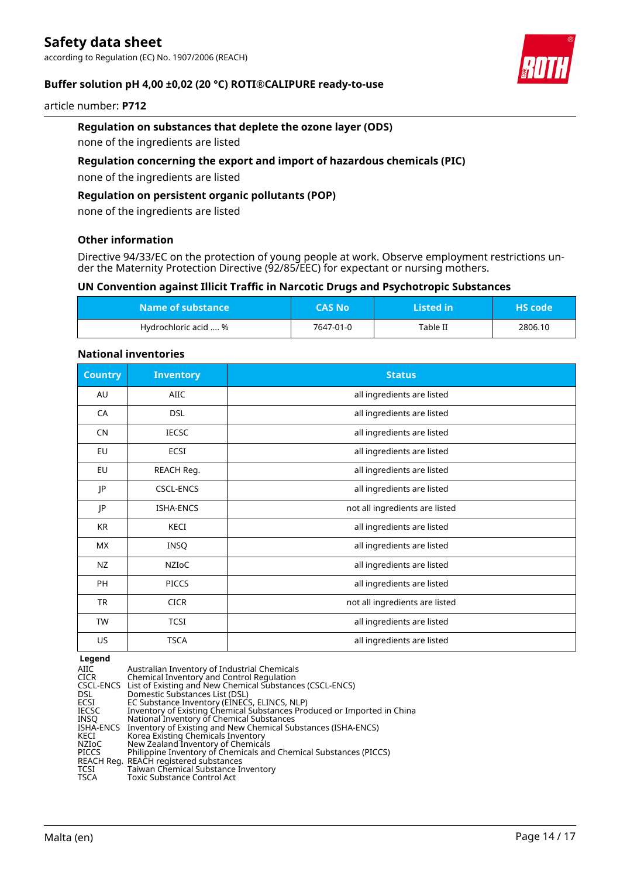**Regulation on substances that deplete the ozone layer (ODS)**

none of the ingredients are listed

**Regulation concerning the export and import of hazardous chemicals (PIC)**

none of the ingredients are listed

**Regulation on persistent organic pollutants (POP)**

none of the ingredients are listed

**Other information**

Directive 94/33/EC on the protection of young people at work. Observe employment restrictions under the Maternity Protection Directive (92/85/EEC) for expectant or nursing mothers.

**UN Convention against Illicit Traffic in Narcotic Drugs and Psychotropic Substances**

| Name of substance | CAS No | Listed in | HS code |
|---|---|---|---|
| Hydrochloric acid .... % | 7647-01-0 | Table II | 2806.10 |

**National inventories**

| Country | Inventory | Status |
|---|---|---|
| AU | AIIC | all ingredients are listed |
| CA | DSL | all ingredients are listed |
| CN | IECSC | all ingredients are listed |
| EU | ECSI | all ingredients are listed |
| EU | REACH Reg. | all ingredients are listed |
| JP | CSCL-ENCS | all ingredients are listed |
| JP | ISHA-ENCS | not all ingredients are listed |
| KR | KECI | all ingredients are listed |
| MX | INSQ | all ingredients are listed |
| NZ | NZIoC | all ingredients are listed |
| PH | PICCS | all ingredients are listed |
| TR | CICR | not all ingredients are listed |
| TW | TCSI | all ingredients are listed |
| US | TSCA | all ingredients are listed |

**Legend**

| | |
|---|---|
| AIIC | Australian Inventory of Industrial Chemicals |
| CICR | Chemical Inventory and Control Regulation |
| CSCL-ENCS | List of Existing and New Chemical Substances (CSCL-ENCS) |
| DSL | Domestic Substances List (DSL) |
| ECSI | EC Substance Inventory (EINECS, ELINCS, NLP) |
| IECSC | Inventory of Existing Chemical Substances Produced or Imported in China |
| INSQ | National Inventory of Chemical Substances |
| ISHA-ENCS | Inventory of Existing and New Chemical Substances (ISHA-ENCS) |
| KECI | Korea Existing Chemicals Inventory |
| NZIoC | New Zealand Inventory of Chemicals |
| PICCS | Philippine Inventory of Chemicals and Chemical Substances (PICCS) |
| REACH Reg. | REACH registered substances |
| TCSI | Taiwan Chemical Substance Inventory |
| TSCA | Toxic Substance Control Act |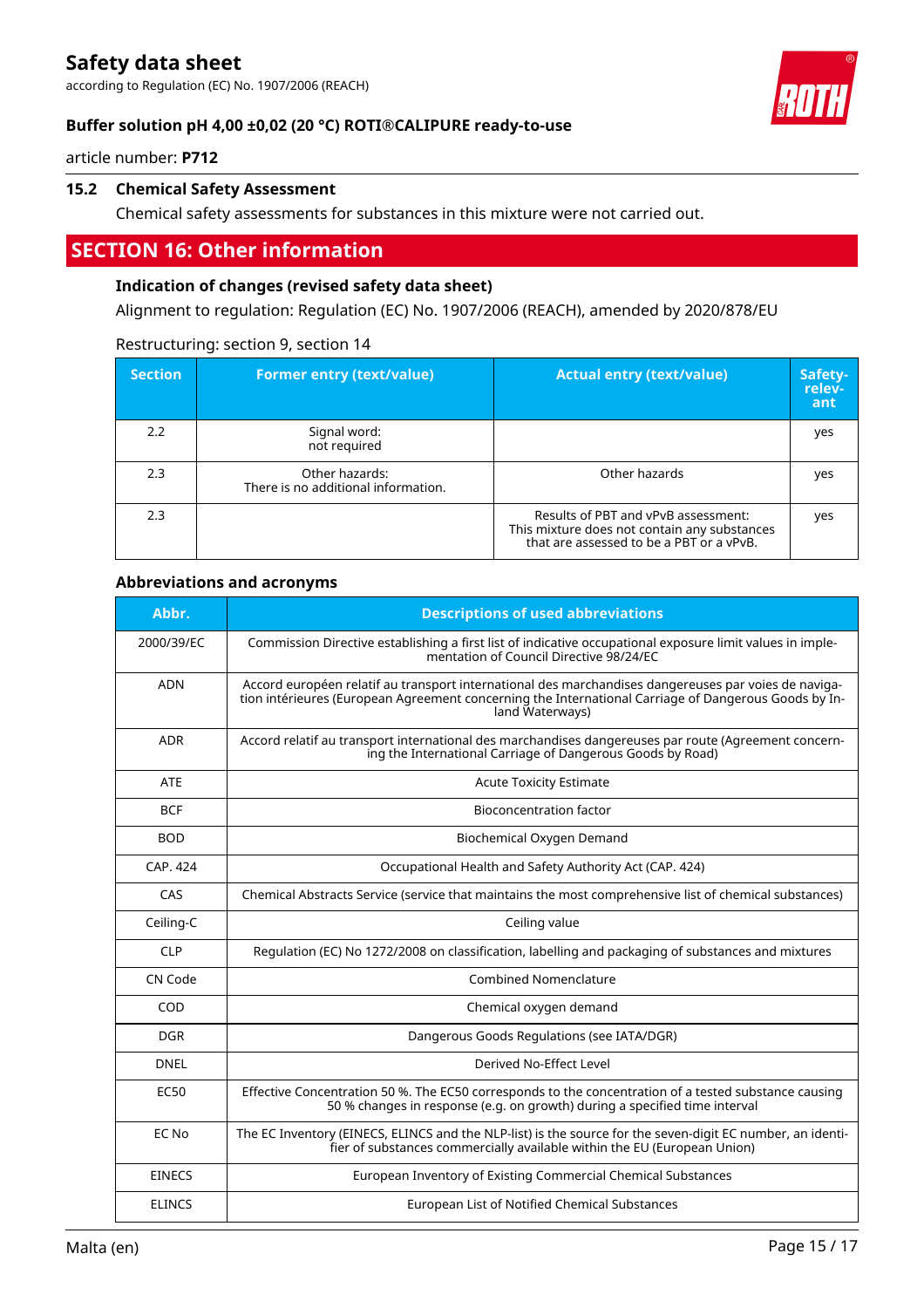### 15.2 Chemical Safety Assessment

Chemical safety assessments for substances in this mixture were not carried out.

## SECTION 16: Other information

### Indication of changes (revised safety data sheet)

Alignment to regulation: Regulation (EC) No. 1907/2006 (REACH), amended by 2020/878/EU

Restructuring: section 9, section 14

| Section | Former entry (text/value) | Actual entry (text/value) | Safety-relevant |
|---|---|---|---|
| 2.2 | Signal word: not required | | yes |
| 2.3 | Other hazards: There is no additional information. | Other hazards | yes |
| 2.3 | | Results of PBT and vPvB assessment: This mixture does not contain any substances that are assessed to be a PBT or a vPvB. | yes |

### Abbreviations and acronyms

| Abbr. | Descriptions of used abbreviations |
|---|---|
| 2000/39/EC | Commission Directive establishing a first list of indicative occupational exposure limit values in implementation of Council Directive 98/24/EC |
| ADN | Accord européen relatif au transport international des marchandises dangereuses par voies de navigation intérieures (European Agreement concerning the International Carriage of Dangerous Goods by Inland Waterways) |
| ADR | Accord relatif au transport international des marchandises dangereuses par route (Agreement concerning the International Carriage of Dangerous Goods by Road) |
| ATE | Acute Toxicity Estimate |
| BCF | Bioconcentration factor |
| BOD | Biochemical Oxygen Demand |
| CAP. 424 | Occupational Health and Safety Authority Act (CAP. 424) |
| CAS | Chemical Abstracts Service (service that maintains the most comprehensive list of chemical substances) |
| Ceiling-C | Ceiling value |
| CLP | Regulation (EC) No 1272/2008 on classification, labelling and packaging of substances and mixtures |
| CN Code | Combined Nomenclature |
| COD | Chemical oxygen demand |
| DGR | Dangerous Goods Regulations (see IATA/DGR) |
| DNEL | Derived No-Effect Level |
| EC50 | Effective Concentration 50 %. The EC50 corresponds to the concentration of a tested substance causing 50 % changes in response (e.g. on growth) during a specified time interval |
| EC No | The EC Inventory (EINECS, ELINCS and the NLP-list) is the source for the seven-digit EC number, an identifier of substances commercially available within the EU (European Union) |
| EINECS | European Inventory of Existing Commercial Chemical Substances |
| ELINCS | European List of Notified Chemical Substances |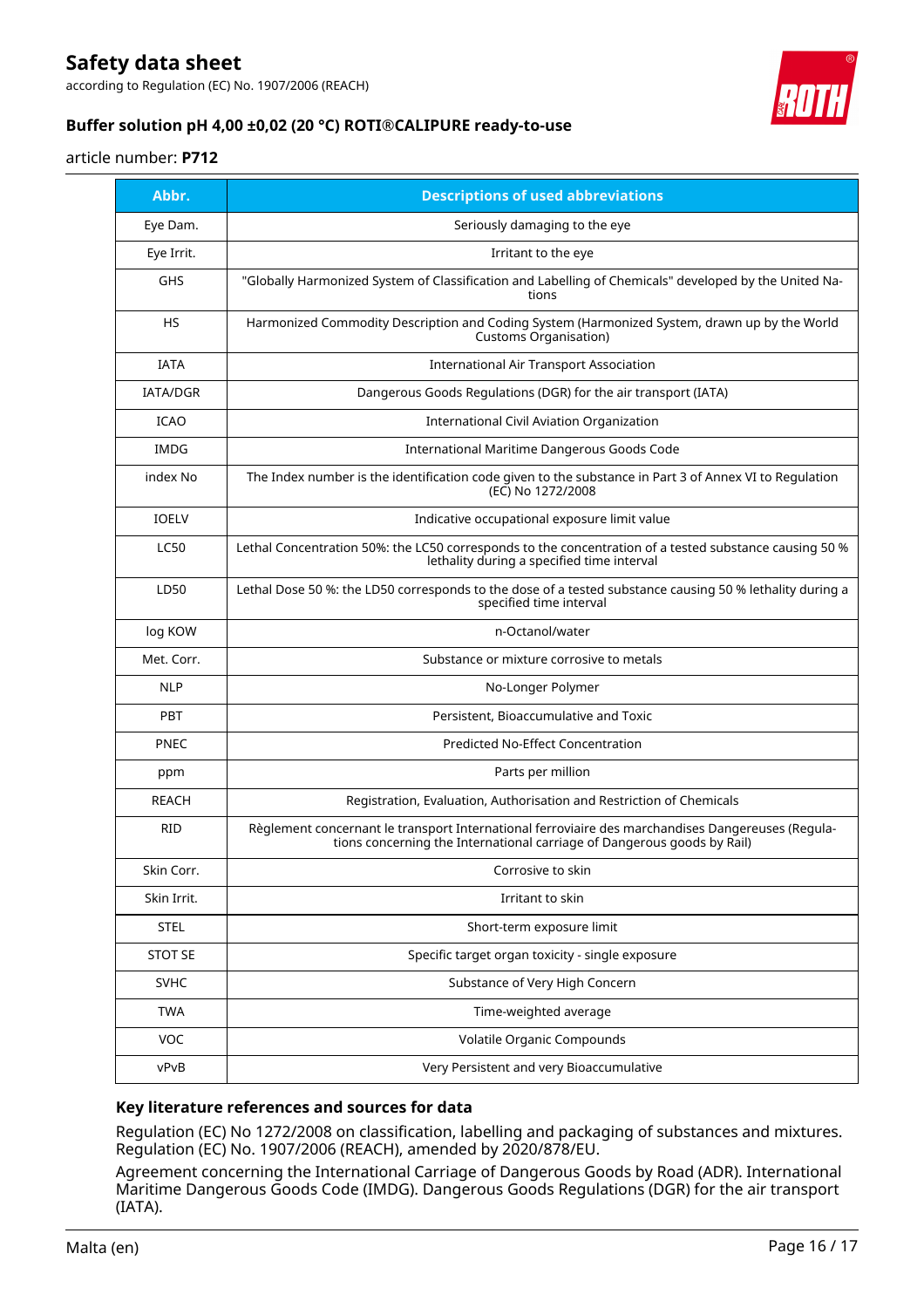| Abbr. | Descriptions of used abbreviations |
|---|---|
| Eye Dam. | Seriously damaging to the eye |
| Eye Irrit. | Irritant to the eye |
| GHS | "Globally Harmonized System of Classification and Labelling of Chemicals" developed by the United Nations |
| HS | Harmonized Commodity Description and Coding System (Harmonized System, drawn up by the World Customs Organisation) |
| IATA | International Air Transport Association |
| IATA/DGR | Dangerous Goods Regulations (DGR) for the air transport (IATA) |
| ICAO | International Civil Aviation Organization |
| IMDG | International Maritime Dangerous Goods Code |
| index No | The Index number is the identification code given to the substance in Part 3 of Annex VI to Regulation (EC) No 1272/2008 |
| IOELV | Indicative occupational exposure limit value |
| LC50 | Lethal Concentration 50%: the LC50 corresponds to the concentration of a tested substance causing 50 % lethality during a specified time interval |
| LD50 | Lethal Dose 50 %: the LD50 corresponds to the dose of a tested substance causing 50 % lethality during a specified time interval |
| log KOW | n-Octanol/water |
| Met. Corr. | Substance or mixture corrosive to metals |
| NLP | No-Longer Polymer |
| PBT | Persistent, Bioaccumulative and Toxic |
| PNEC | Predicted No-Effect Concentration |
| ppm | Parts per million |
| REACH | Registration, Evaluation, Authorisation and Restriction of Chemicals |
| RID | Règlement concernant le transport International ferroviaire des marchandises Dangereuses (Regulations concerning the International carriage of Dangerous goods by Rail) |
| Skin Corr. | Corrosive to skin |
| Skin Irrit. | Irritant to skin |
| STEL | Short-term exposure limit |
| STOT SE | Specific target organ toxicity - single exposure |
| SVHC | Substance of Very High Concern |
| TWA | Time-weighted average |
| VOC | Volatile Organic Compounds |
| vPvB | Very Persistent and very Bioaccumulative |

### Key literature references and sources for data

Regulation (EC) No 1272/2008 on classification, labelling and packaging of substances and mixtures. Regulation (EC) No. 1907/2006 (REACH), amended by 2020/878/EU.

Agreement concerning the International Carriage of Dangerous Goods by Road (ADR). International Maritime Dangerous Goods Code (IMDG). Dangerous Goods Regulations (DGR) for the air transport (IATA).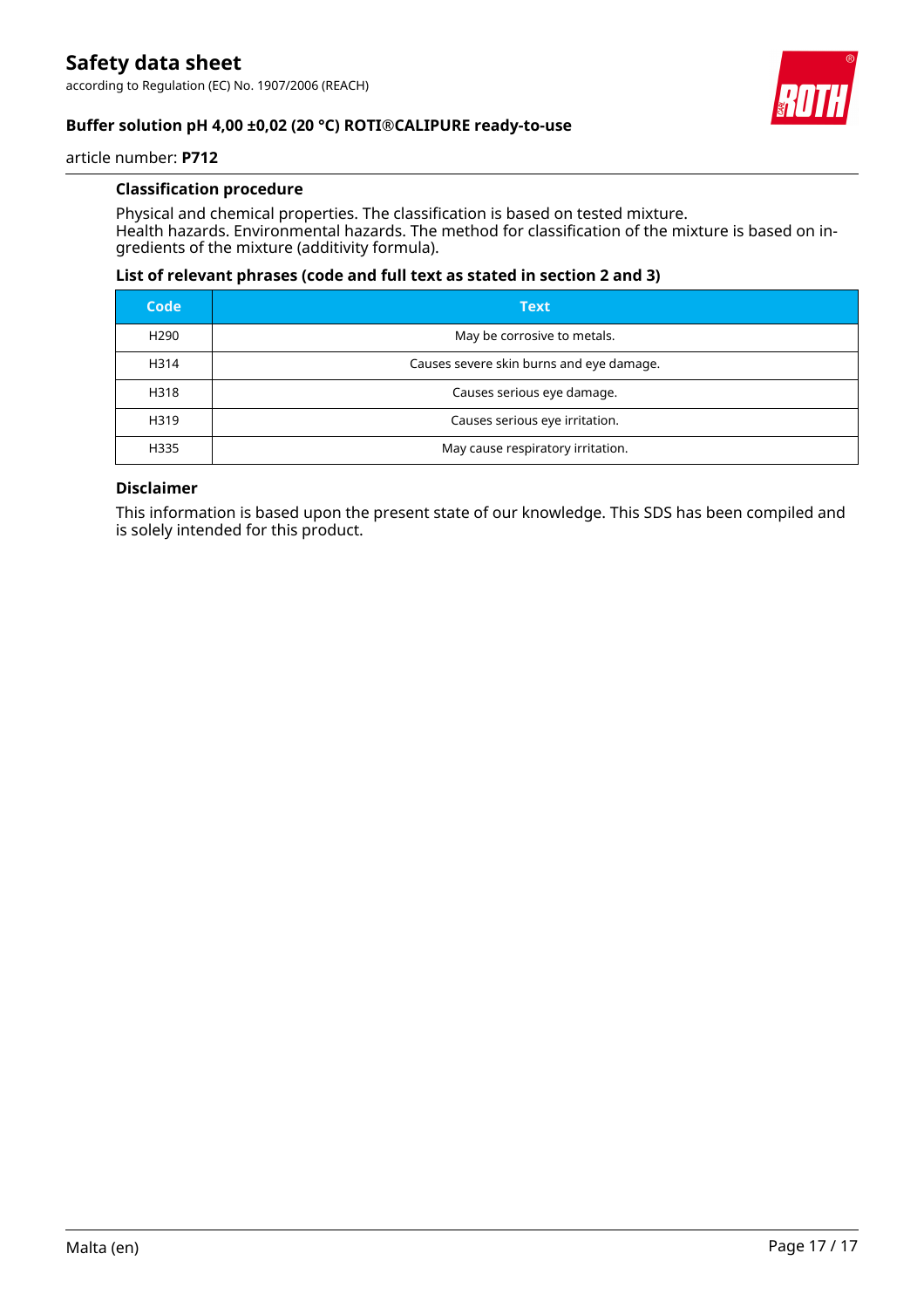### Classification procedure

Physical and chemical properties. The classification is based on tested mixture.
Health hazards. Environmental hazards. The method for classification of the mixture is based on ingredients of the mixture (additivity formula).

### List of relevant phrases (code and full text as stated in section 2 and 3)

| Code | Text |
| --- | --- |
| H290 | May be corrosive to metals. |
| H314 | Causes severe skin burns and eye damage. |
| H318 | Causes serious eye damage. |
| H319 | Causes serious eye irritation. |
| H335 | May cause respiratory irritation. |

### Disclaimer

This information is based upon the present state of our knowledge. This SDS has been compiled and is solely intended for this product.